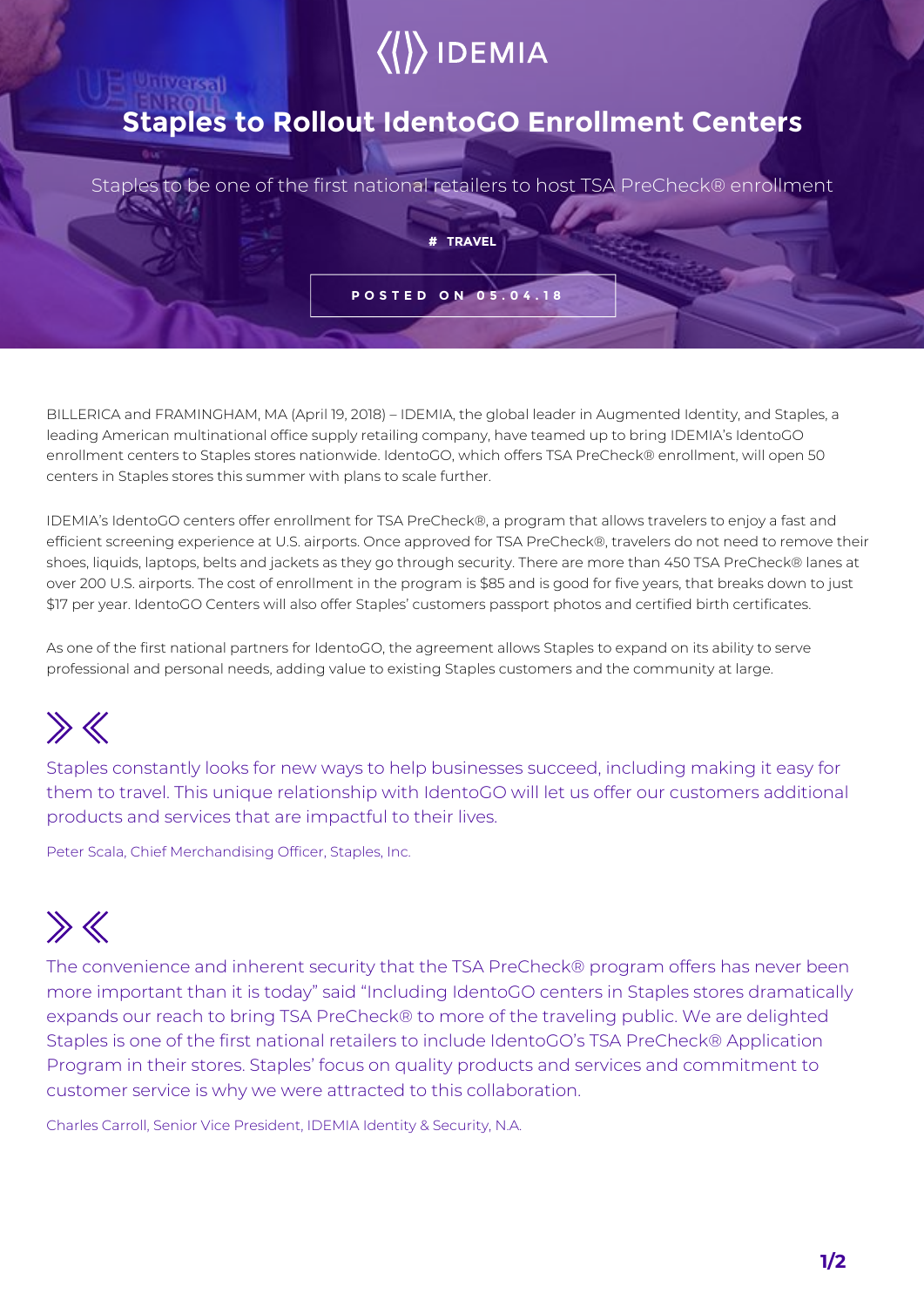# Staples to Rollout IdentoGO Enrollment Centers

Staples to be one of the first national retailers to host TSA PreCheck® enrollment

**# TRAVEL**

**POSTED ON 05.04.18**

BILLERICA and FRAMINGHAM, MA (April 19, 2018) – IDEMIA, the global leader in Augmented Identity, and Staples, a leading American multinational office supply retailing company, have teamed up to bring IDEMIA's IdentoGO enrollment centers to Staples stores nationwide. IdentoGO, which offers TSA PreCheck® enrollment, will open 50 centers in Staples stores this summer with plans to scale further.

IDEMIA's IdentoGO centers offer enrollment for TSA PreCheck®, a program that allows travelers to enjoy a fast and efficient screening experience at U.S. airports. Once approved for TSA PreCheck®, travelers do not need to remove their shoes, liquids, laptops, belts and jackets as they go through security. There are more than 450 TSA PreCheck® lanes at over 200 U.S. airports. The cost of enrollment in the program is $85 and is good for five years, that breaks down to just $17 per year. IdentoGO Centers will also offer Staples' customers passport photos and certified birth certificates.

As one of the first national partners for IdentoGO, the agreement allows Staples to expand on its ability to serve professional and personal needs, adding value to existing Staples customers and the community at large.

> Staples constantly looks for new ways to help businesses succeed, including making it easy for them to travel. This unique relationship with IdentoGO will let us offer our customers additional products and services that are impactful to their lives.
>
> Peter Scala, Chief Merchandising Officer, Staples, Inc.

> The convenience and inherent security that the TSA PreCheck® program offers has never been more important than it is today" said "Including IdentoGO centers in Staples stores dramatically expands our reach to bring TSA PreCheck® to more of the traveling public. We are delighted Staples is one of the first national retailers to include IdentoGO's TSA PreCheck® Application Program in their stores. Staples' focus on quality products and services and commitment to customer service is why we were attracted to this collaboration.
>
> Charles Carroll, Senior Vice President, IDEMIA Identity & Security, N.A.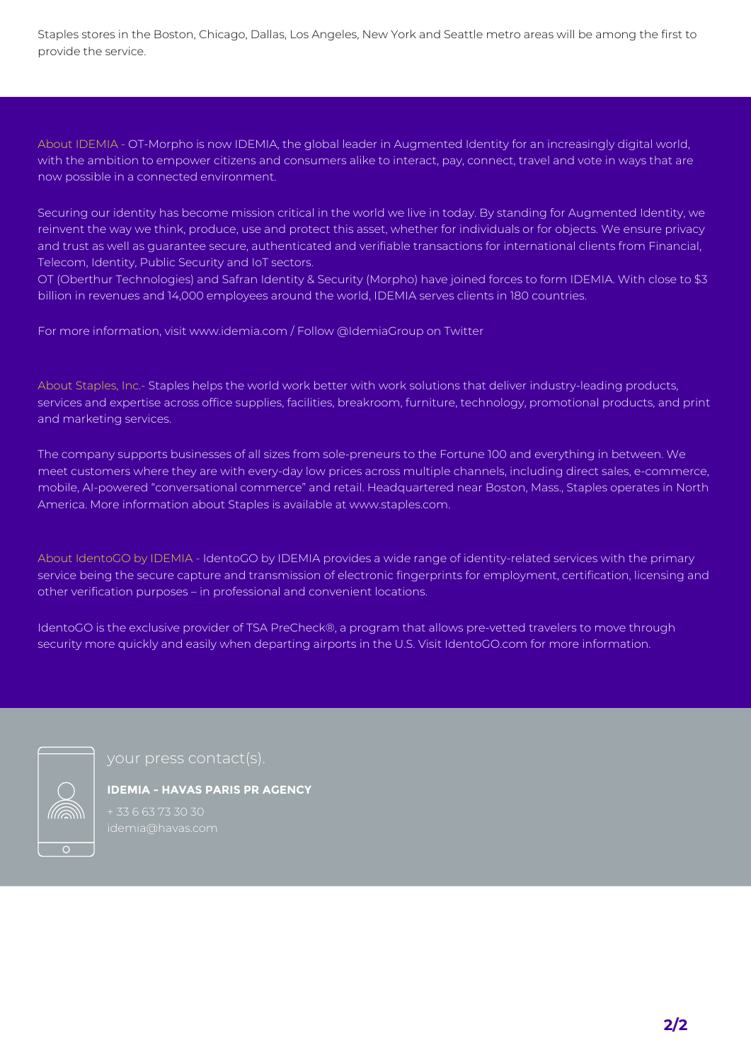Staples stores in the Boston, Chicago, Dallas, Los Angeles, New York and Seattle metro areas will be among the first to provide the service.

About IDEMIA - OT-Morpho is now IDEMIA, the global leader in Augmented Identity for an increasingly digital world, with the ambition to empower citizens and consumers alike to interact, pay, connect, travel and vote in ways that are now possible in a connected environment.

Securing our identity has become mission critical in the world we live in today. By standing for Augmented Identity, we reinvent the way we think, produce, use and protect this asset, whether for individuals or for objects. We ensure privacy and trust as well as guarantee secure, authenticated and verifiable transactions for international clients from Financial, Telecom, Identity, Public Security and IoT sectors.
OT (Oberthur Technologies) and Safran Identity & Security (Morpho) have joined forces to form IDEMIA. With close to $3 billion in revenues and 14,000 employees around the world, IDEMIA serves clients in 180 countries.

For more information, visit www.idemia.com / Follow @IdemiaGroup on Twitter

About Staples, Inc.- Staples helps the world work better with work solutions that deliver industry-leading products, services and expertise across office supplies, facilities, breakroom, furniture, technology, promotional products, and print and marketing services.

The company supports businesses of all sizes from sole-preneurs to the Fortune 100 and everything in between. We meet customers where they are with every-day low prices across multiple channels, including direct sales, e-commerce, mobile, AI-powered "conversational commerce" and retail. Headquartered near Boston, Mass., Staples operates in North America. More information about Staples is available at www.staples.com.

About IdentoGO by IDEMIA - IdentoGO by IDEMIA provides a wide range of identity-related services with the primary service being the secure capture and transmission of electronic fingerprints for employment, certification, licensing and other verification purposes – in professional and convenient locations.

IdentoGO is the exclusive provider of TSA PreCheck®, a program that allows pre-vetted travelers to move through security more quickly and easily when departing airports in the U.S. Visit IdentoGO.com for more information.

your press contact(s).

**IDEMIA - HAVAS PARIS PR AGENCY**

+ 33 6 63 73 30 30
idemia@havas.com